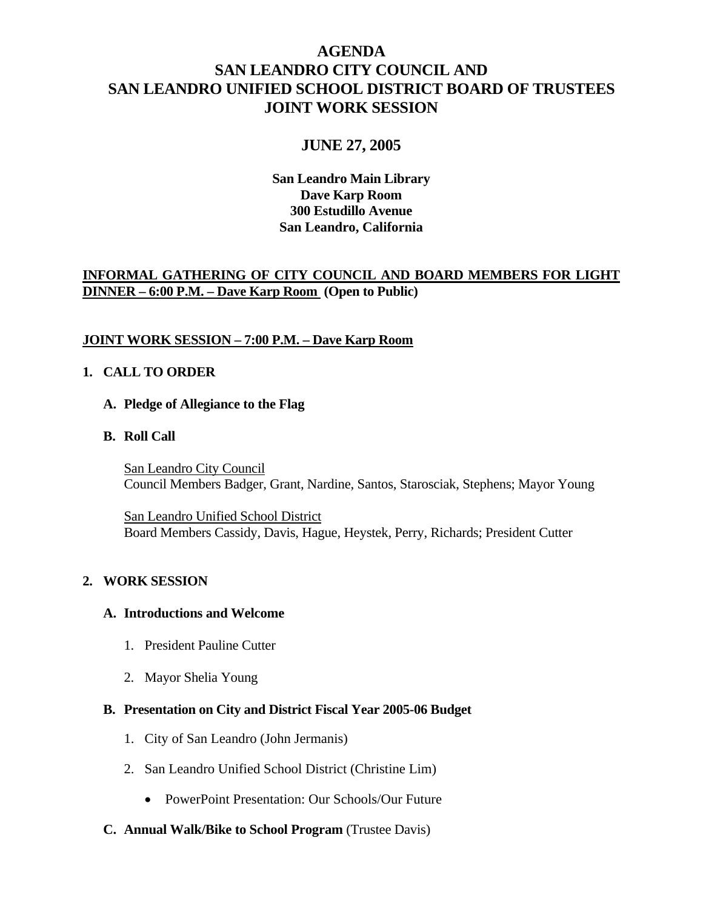# AGENDA
# SAN LEANDRO CITY COUNCIL AND SAN LEANDRO UNIFIED SCHOOL DISTRICT BOARD OF TRUSTEES JOINT WORK SESSION

## JUNE 27, 2005

**San Leandro Main Library**
**Dave Karp Room**
**300 Estudillo Avenue**
**San Leandro, California**

**INFORMAL GATHERING OF CITY COUNCIL AND BOARD MEMBERS FOR LIGHT DINNER – 6:00 P.M. – Dave Karp Room (Open to Public)**

**JOINT WORK SESSION – 7:00 P.M. – Dave Karp Room**

**1. CALL TO ORDER**

**A. Pledge of Allegiance to the Flag**

**B. Roll Call**

San Leandro City Council
Council Members Badger, Grant, Nardine, Santos, Starosciak, Stephens; Mayor Young

San Leandro Unified School District
Board Members Cassidy, Davis, Hague, Heystek, Perry, Richards; President Cutter

**2. WORK SESSION**

**A. Introductions and Welcome**

1. President Pauline Cutter
2. Mayor Shelia Young

**B. Presentation on City and District Fiscal Year 2005-06 Budget**

1. City of San Leandro (John Jermanis)
2. San Leandro Unified School District (Christine Lim)
   - PowerPoint Presentation: Our Schools/Our Future

**C. Annual Walk/Bike to School Program** (Trustee Davis)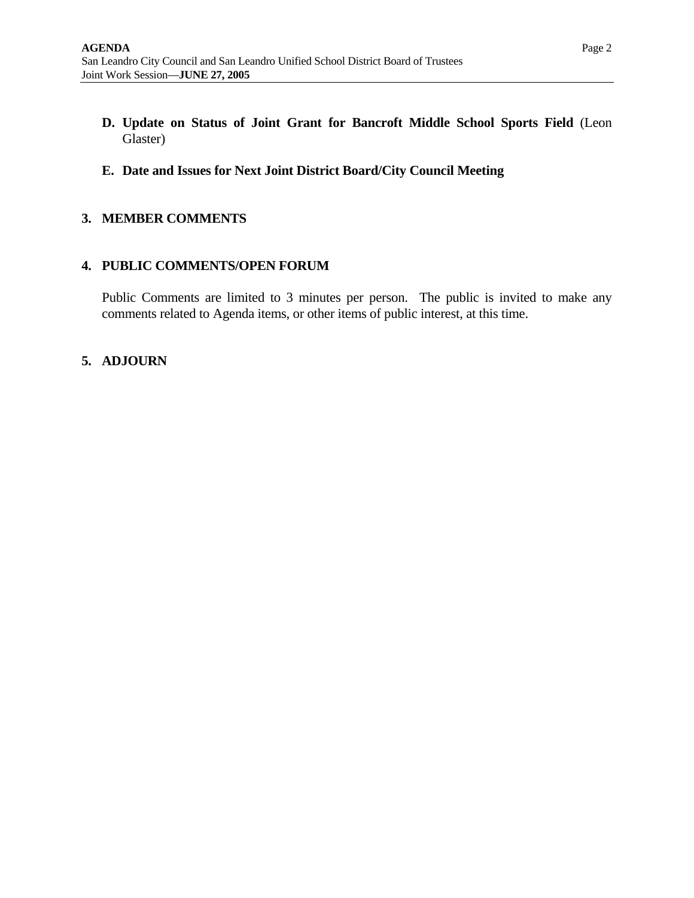**D. Update on Status of Joint Grant for Bancroft Middle School Sports Field** (Leon Glaster)

**E. Date and Issues for Next Joint District Board/City Council Meeting**

## 3. MEMBER COMMENTS

## 4. PUBLIC COMMENTS/OPEN FORUM

Public Comments are limited to 3 minutes per person. The public is invited to make any comments related to Agenda items, or other items of public interest, at this time.

## 5. ADJOURN